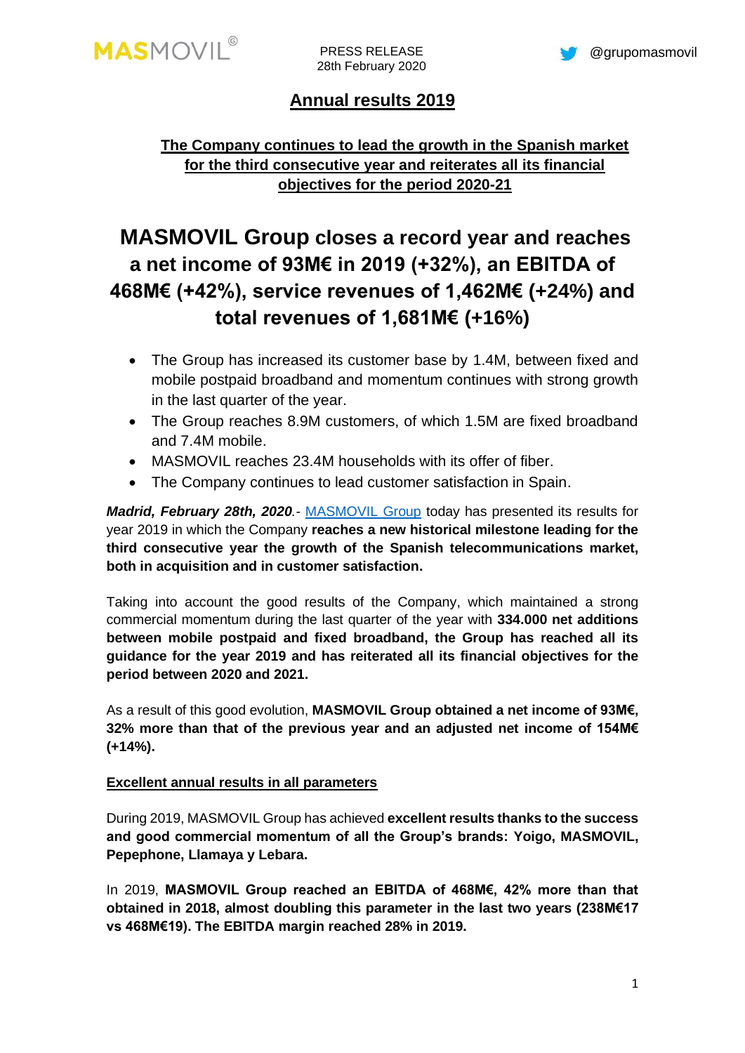MASMOVIL©

PRESS RELEASE
28th February 2020

@grupomasmovil

## Annual results 2019

**The Company continues to lead the growth in the Spanish market for the third consecutive year and reiterates all its financial objectives for the period 2020-21**

# MASMOVIL Group closes a record year and reaches a net income of 93M€ in 2019 (+32%), an EBITDA of 468M€ (+42%), service revenues of 1,462M€ (+24%) and total revenues of 1,681M€ (+16%)

- The Group has increased its customer base by 1.4M, between fixed and mobile postpaid broadband and momentum continues with strong growth in the last quarter of the year.
- The Group reaches 8.9M customers, of which 1.5M are fixed broadband and 7.4M mobile.
- MASMOVIL reaches 23.4M households with its offer of fiber.
- The Company continues to lead customer satisfaction in Spain.

***Madrid, February 28th, 2020**.-* MASMOVIL Group today has presented its results for year 2019 in which the Company **reaches a new historical milestone leading for the third consecutive year the growth of the Spanish telecommunications market, both in acquisition and in customer satisfaction.**

Taking into account the good results of the Company, which maintained a strong commercial momentum during the last quarter of the year with **334.000 net additions between mobile postpaid and fixed broadband, the Group has reached all its guidance for the year 2019 and has reiterated all its financial objectives for the period between 2020 and 2021.**

As a result of this good evolution, **MASMOVIL Group obtained a net income of 93M€, 32% more than that of the previous year and an adjusted net income of 154M€ (+14%).**

### Excellent annual results in all parameters

During 2019, MASMOVIL Group has achieved **excellent results thanks to the success and good commercial momentum of all the Group's brands: Yoigo, MASMOVIL, Pepephone, Llamaya y Lebara.**

In 2019, **MASMOVIL Group reached an EBITDA of 468M€, 42% more than that obtained in 2018, almost doubling this parameter in the last two years (238M€17 vs 468M€19). The EBITDA margin reached 28% in 2019.**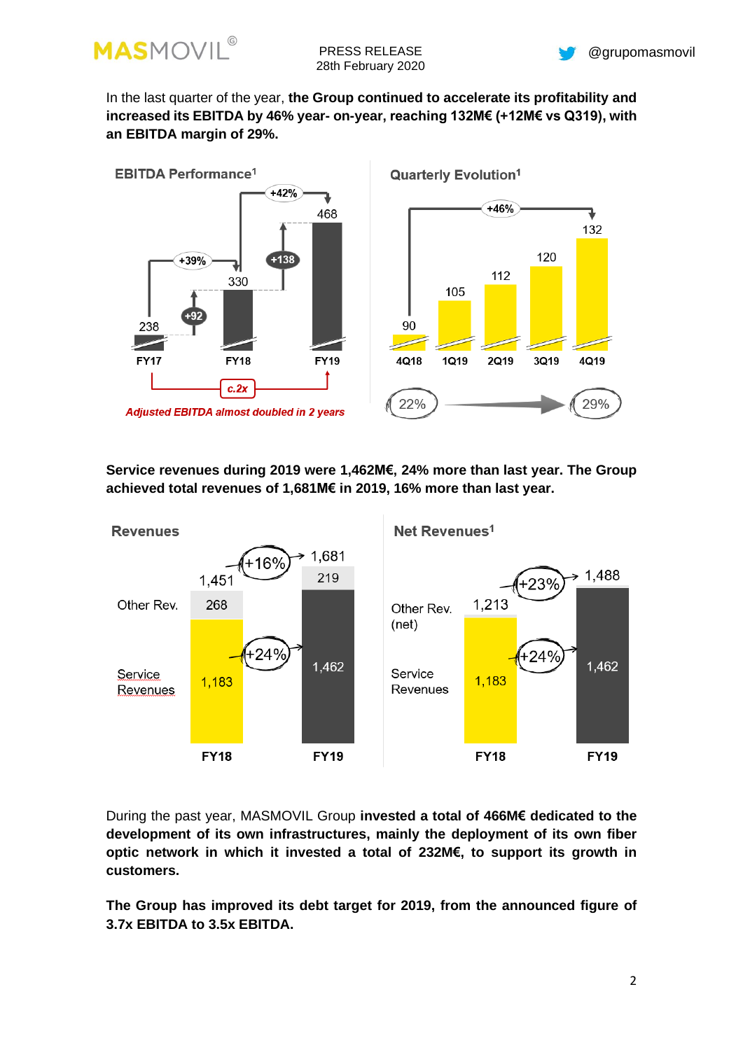In the last quarter of the year, **the Group continued to accelerate its profitability and increased its EBITDA by 46% year- on-year, reaching 132M€ (+12M€ vs Q319), with an EBITDA margin of 29%.**

**EBITDA Performance[1]**

| | FY17 | FY18 | FY19 |
|---|---|---|---|
| EBITDA | 238 | 330 | 468 |
| Change | | +92 (+39%) | +138 (+42%) |

*Adjusted EBITDA almost doubled in 2 years* (c.2x)

**Quarterly Evolution[1]**

| 4Q18 | 1Q19 | 2Q19 | 3Q19 | 4Q19 |
|---|---|---|---|---|
| 90 | 105 | 112 | 120 | 132 |

+46% (4Q18 to 4Q19); margin 22% → 29%

**Service revenues during 2019 were 1,462M€, 24% more than last year. The Group achieved total revenues of 1,681M€ in 2019, 16% more than last year.**

**Revenues**

| | FY18 | FY19 | Change |
|---|---|---|---|
| Other Rev. | 268 | 219 | |
| Service Revenues | 1,183 | 1,462 | +24% |
| Total | 1,451 | 1,681 | +16% |

**Net Revenues[1]**

| | FY18 | FY19 | Change |
|---|---|---|---|
| Other Rev. (net) | | | |
| Service Revenues | 1,183 | 1,462 | +24% |
| Total | 1,213 | 1,488 | +23% |

During the past year, MASMOVIL Group **invested a total of 466M€ dedicated to the development of its own infrastructures, mainly the deployment of its own fiber optic network in which it invested a total of 232M€, to support its growth in customers.**

**The Group has improved its debt target for 2019, from the announced figure of 3.7x EBITDA to 3.5x EBITDA.**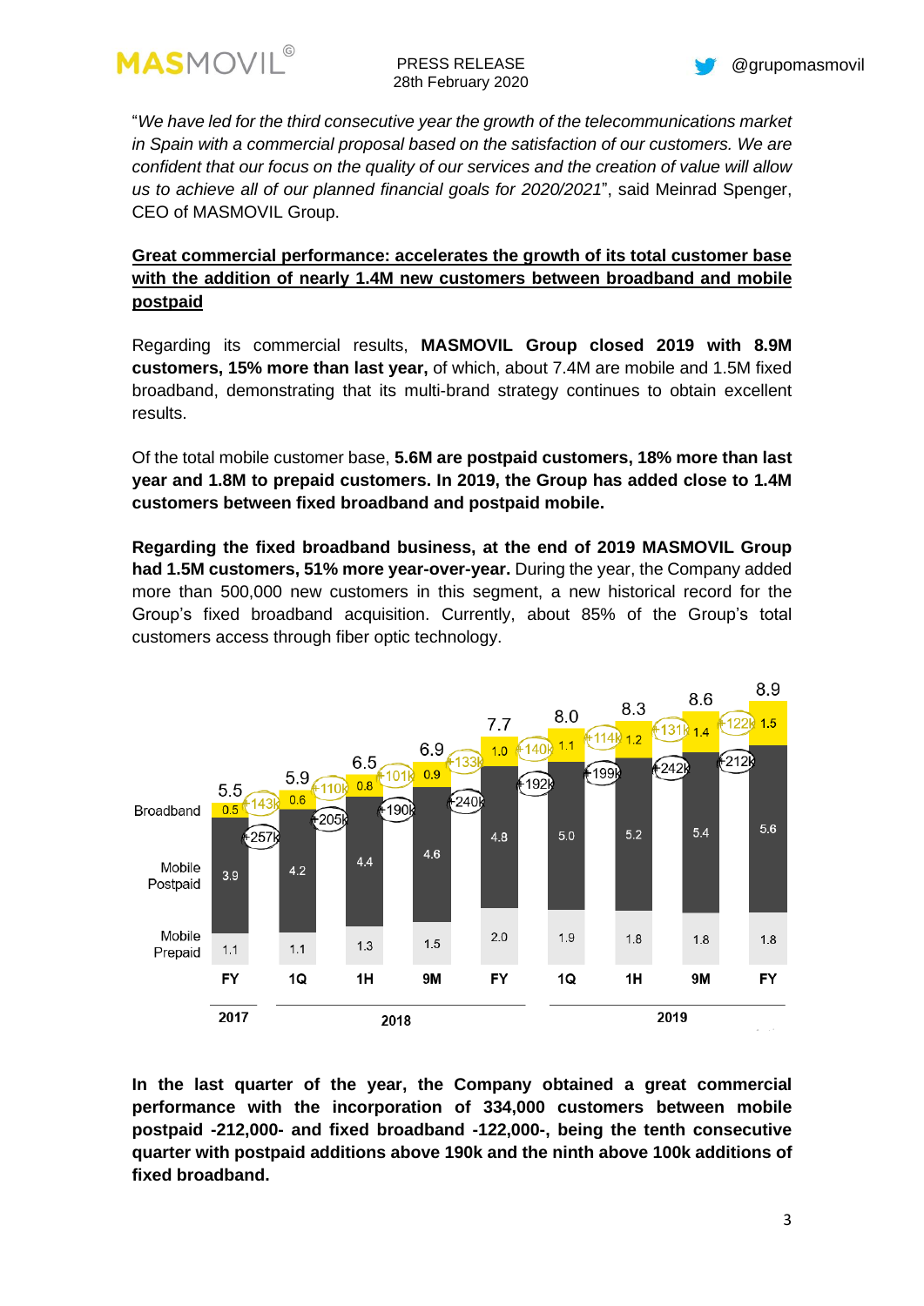"*We have led for the third consecutive year the growth of the telecommunications market in Spain with a commercial proposal based on the satisfaction of our customers. We are confident that our focus on the quality of our services and the creation of value will allow us to achieve all of our planned financial goals for 2020/2021*", said Meinrad Spenger, CEO of MASMOVIL Group.

**Great commercial performance: accelerates the growth of its total customer base with the addition of nearly 1.4M new customers between broadband and mobile postpaid**

Regarding its commercial results, **MASMOVIL Group closed 2019 with 8.9M customers, 15% more than last year,** of which, about 7.4M are mobile and 1.5M fixed broadband, demonstrating that its multi-brand strategy continues to obtain excellent results.

Of the total mobile customer base, **5.6M are postpaid customers, 18% more than last year and 1.8M to prepaid customers. In 2019, the Group has added close to 1.4M customers between fixed broadband and postpaid mobile.**

**Regarding the fixed broadband business, at the end of 2019 MASMOVIL Group had 1.5M customers, 51% more year-over-year.** During the year, the Company added more than 500,000 new customers in this segment, a new historical record for the Group's fixed broadband acquisition. Currently, about 85% of the Group's total customers access through fiber optic technology.

| | 2017 FY | 2018 1Q | 2018 1H | 2018 9M | 2018 FY | 2019 1Q | 2019 1H | 2019 9M | 2019 FY |
|---|---|---|---|---|---|---|---|---|---|
| Total | 5.5 | 5.9 | 6.5 | 6.9 | 7.7 | 8.0 | 8.3 | 8.6 | 8.9 |
| Broadband | 0.5 | 0.6 | 0.8 | 0.9 | 1.0 | 1.1 | 1.2 | 1.4 | 1.5 |
| Broadband net adds | | +143k | +110k | +101k | +133k | +140k | +114k | +131k | +122k |
| Mobile Postpaid | 3.9 | 4.2 | 4.4 | 4.6 | 4.8 | 5.0 | 5.2 | 5.4 | 5.6 |
| Mobile Postpaid net adds | | +257k | +205k | +190k | +240k | +192k | +199k | +242k | +212k |
| Mobile Prepaid | 1.1 | 1.1 | 1.3 | 1.5 | 2.0 | 1.9 | 1.8 | 1.8 | 1.8 |

**In the last quarter of the year, the Company obtained a great commercial performance with the incorporation of 334,000 customers between mobile postpaid -212,000- and fixed broadband -122,000-, being the tenth consecutive quarter with postpaid additions above 190k and the ninth above 100k additions of fixed broadband.**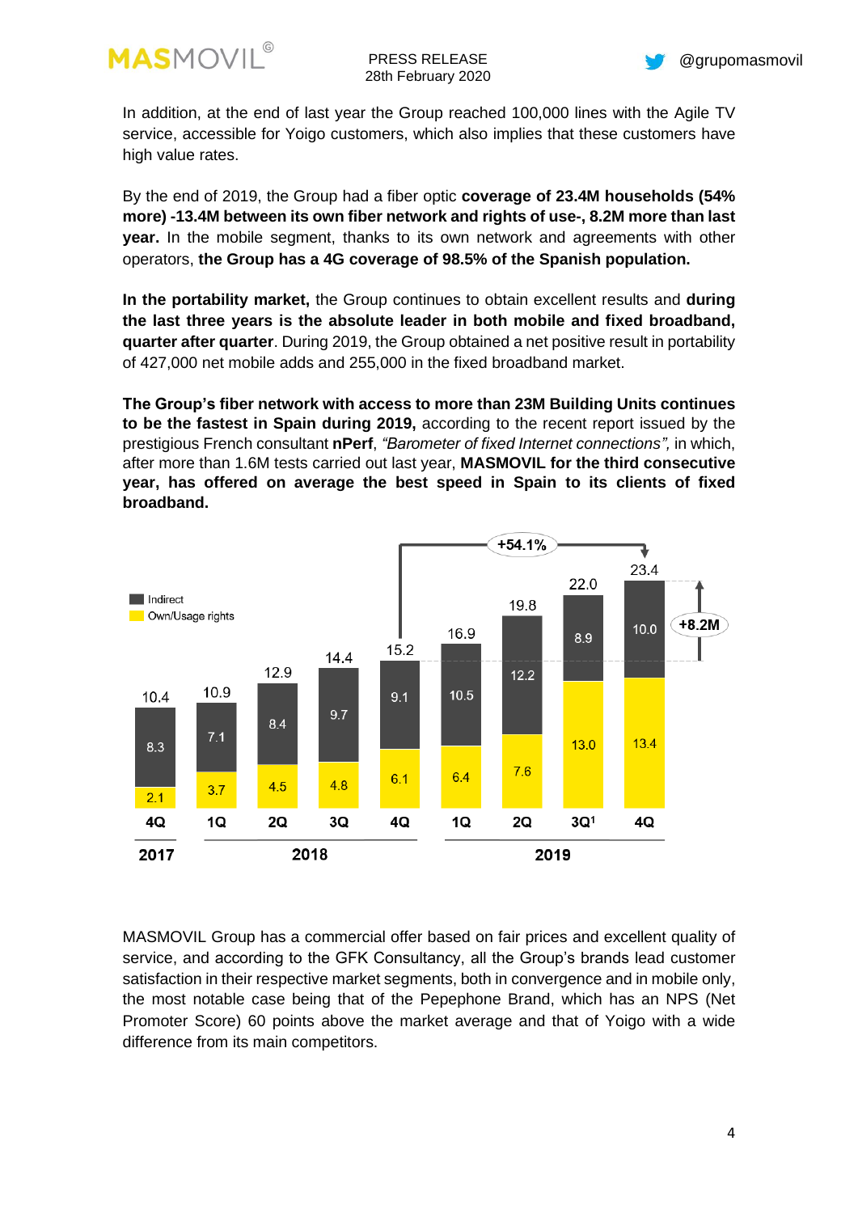In addition, at the end of last year the Group reached 100,000 lines with the Agile TV service, accessible for Yoigo customers, which also implies that these customers have high value rates.

By the end of 2019, the Group had a fiber optic **coverage of 23.4M households (54% more) -13.4M between its own fiber network and rights of use-, 8.2M more than last year.** In the mobile segment, thanks to its own network and agreements with other operators, **the Group has a 4G coverage of 98.5% of the Spanish population.**

**In the portability market,** the Group continues to obtain excellent results and **during the last three years is the absolute leader in both mobile and fixed broadband, quarter after quarter**. During 2019, the Group obtained a net positive result in portability of 427,000 net mobile adds and 255,000 in the fixed broadband market.

**The Group's fiber network with access to more than 23M Building Units continues to be the fastest in Spain during 2019,** according to the recent report issued by the prestigious French consultant **nPerf**, *"Barometer of fixed Internet connections",* in which, after more than 1.6M tests carried out last year, **MASMOVIL for the third consecutive year, has offered on average the best speed in Spain to its clients of fixed broadband.**

| | 2017 | 2018 | | | | 2019 | | | |
|---|---|---|---|---|---|---|---|---|---|
| | 4Q | 1Q | 2Q | 3Q | 4Q | 1Q | 2Q | 3Q[1] | 4Q |
| Indirect | 8.3 | 7.1 | 8.4 | 9.7 | 9.1 | 10.5 | 12.2 | 8.9 | 10.0 |
| Own/Usage rights | 2.1 | 3.7 | 4.5 | 4.8 | 6.1 | 6.4 | 7.6 | 13.0 | 13.4 |
| Total | 10.4 | 10.9 | 12.9 | 14.4 | 15.2 | 16.9 | 19.8 | 22.0 | 23.4 |

+54.1% (4Q 2018 to 4Q 2019); +8.2M

MASMOVIL Group has a commercial offer based on fair prices and excellent quality of service, and according to the GFK Consultancy, all the Group's brands lead customer satisfaction in their respective market segments, both in convergence and in mobile only, the most notable case being that of the Pepephone Brand, which has an NPS (Net Promoter Score) 60 points above the market average and that of Yoigo with a wide difference from its main competitors.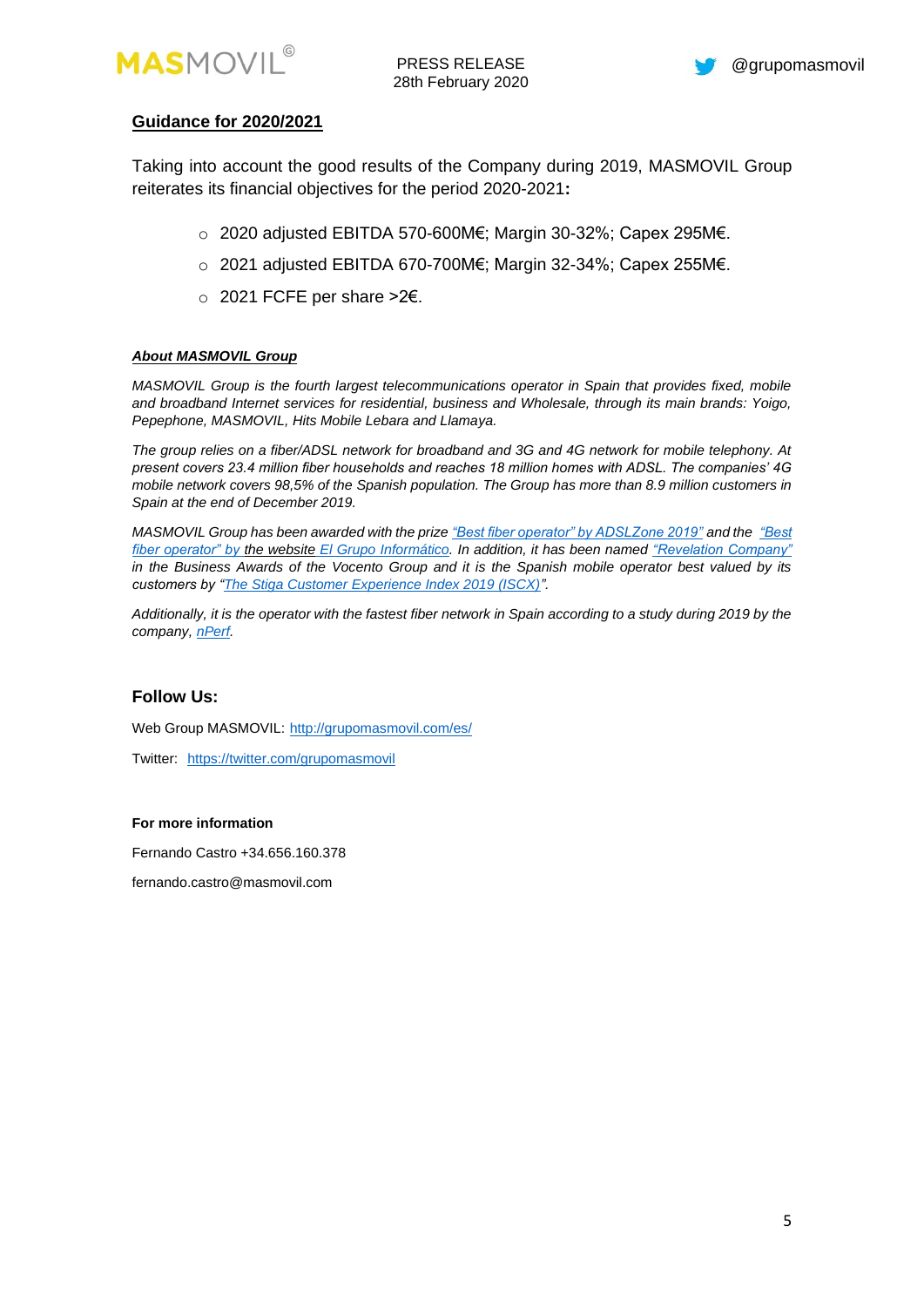## Guidance for 2020/2021

Taking into account the good results of the Company during 2019, MASMOVIL Group reiterates its financial objectives for the period 2020-2021**:**

- 2020 adjusted EBITDA 570-600M€; Margin 30-32%; Capex 295M€.
- 2021 adjusted EBITDA 670-700M€; Margin 32-34%; Capex 255M€.
- 2021 FCFE per share >2€.

***About MASMOVIL Group***

*MASMOVIL Group is the fourth largest telecommunications operator in Spain that provides fixed, mobile and broadband Internet services for residential, business and Wholesale, through its main brands: Yoigo, Pepephone, MASMOVIL, Hits Mobile Lebara and Llamaya.*

*The group relies on a fiber/ADSL network for broadband and 3G and 4G network for mobile telephony. At present covers 23.4 million fiber households and reaches 18 million homes with ADSL. The companies' 4G mobile network covers 98,5% of the Spanish population. The Group has more than 8.9 million customers in Spain at the end of December 2019.*

*MASMOVIL Group has been awarded with the prize "Best fiber operator" by ADSLZone 2019" and the "Best fiber operator" by the website El Grupo Informático. In addition, it has been named "Revelation Company" in the Business Awards of the Vocento Group and it is the Spanish mobile operator best valued by its customers by "The Stiga Customer Experience Index 2019 (ISCX)".*

*Additionally, it is the operator with the fastest fiber network in Spain according to a study during 2019 by the company, nPerf.*

### Follow Us:

Web Group MASMOVIL: http://grupomasmovil.com/es/

Twitter: https://twitter.com/grupomasmovil

**For more information**

Fernando Castro +34.656.160.378

fernando.castro@masmovil.com